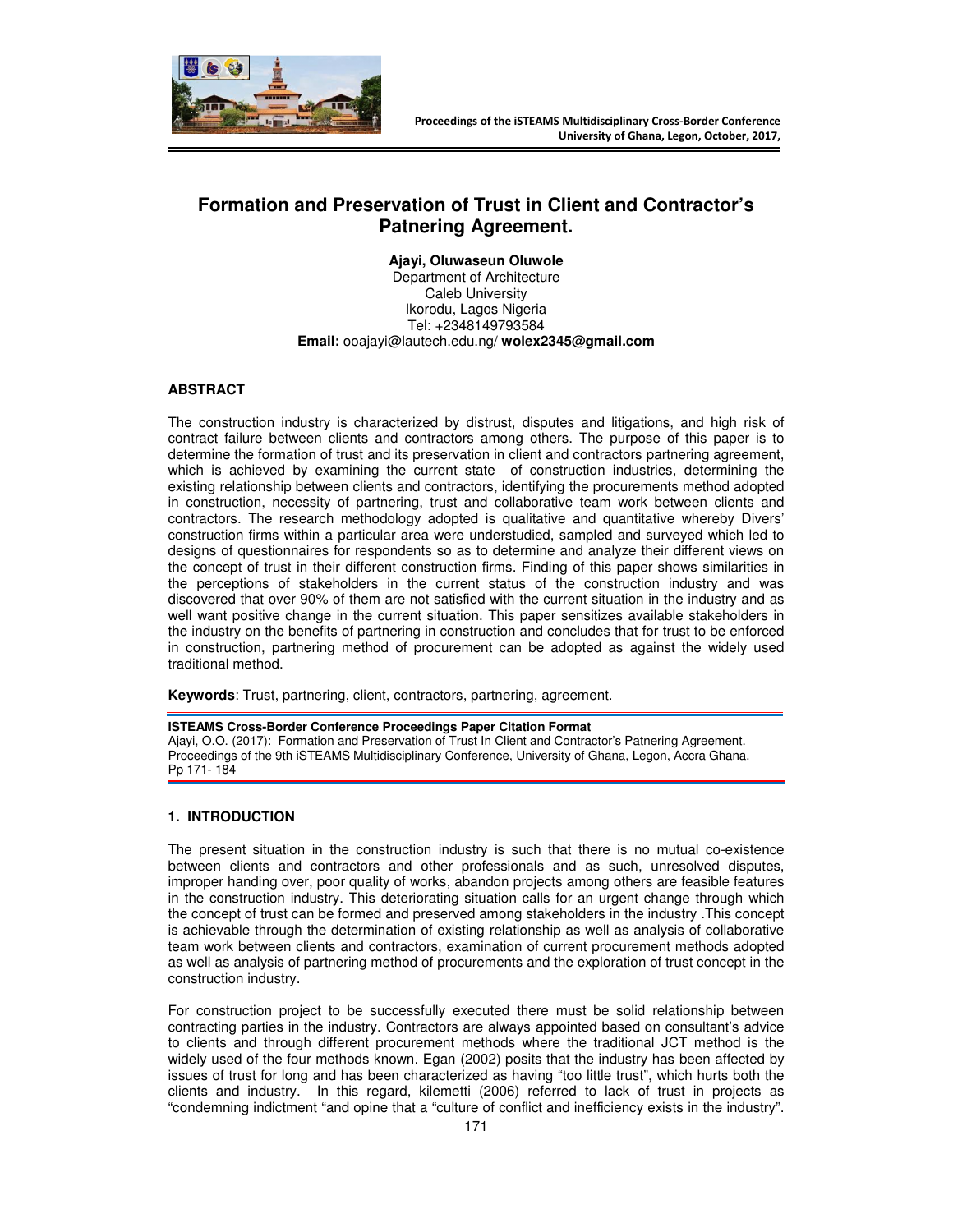# Formation and Preservation of Trust in Client and Contractor's Patnering Agreement.

**Ajayi, Oluwaseun Oluwole**
Department of Architecture
Caleb University
Ikorodu, Lagos Nigeria
Tel: +2348149793584
**Email:** ooajayi@lautech.edu.ng/ **wolex2345@gmail.com**

## ABSTRACT

The construction industry is characterized by distrust, disputes and litigations, and high risk of contract failure between clients and contractors among others. The purpose of this paper is to determine the formation of trust and its preservation in client and contractors partnering agreement, which is achieved by examining the current state of construction industries, determining the existing relationship between clients and contractors, identifying the procurements method adopted in construction, necessity of partnering, trust and collaborative team work between clients and contractors. The research methodology adopted is qualitative and quantitative whereby Divers' construction firms within a particular area were understudied, sampled and surveyed which led to designs of questionnaires for respondents so as to determine and analyze their different views on the concept of trust in their different construction firms. Finding of this paper shows similarities in the perceptions of stakeholders in the current status of the construction industry and was discovered that over 90% of them are not satisfied with the current situation in the industry and as well want positive change in the current situation. This paper sensitizes available stakeholders in the industry on the benefits of partnering in construction and concludes that for trust to be enforced in construction, partnering method of procurement can be adopted as against the widely used traditional method.

**Keywords**: Trust, partnering, client, contractors, partnering, agreement.

**ISTEAMS Cross-Border Conference Proceedings Paper Citation Format**
Ajayi, O.O. (2017): Formation and Preservation of Trust In Client and Contractor's Patnering Agreement. Proceedings of the 9th iSTEAMS Multidisciplinary Conference, University of Ghana, Legon, Accra Ghana. Pp 171- 184

## 1. INTRODUCTION

The present situation in the construction industry is such that there is no mutual co-existence between clients and contractors and other professionals and as such, unresolved disputes, improper handing over, poor quality of works, abandon projects among others are feasible features in the construction industry. This deteriorating situation calls for an urgent change through which the concept of trust can be formed and preserved among stakeholders in the industry .This concept is achievable through the determination of existing relationship as well as analysis of collaborative team work between clients and contractors, examination of current procurement methods adopted as well as analysis of partnering method of procurements and the exploration of trust concept in the construction industry.

For construction project to be successfully executed there must be solid relationship between contracting parties in the industry. Contractors are always appointed based on consultant's advice to clients and through different procurement methods where the traditional JCT method is the widely used of the four methods known. Egan (2002) posits that the industry has been affected by issues of trust for long and has been characterized as having "too little trust", which hurts both the clients and industry. In this regard, kilemetti (2006) referred to lack of trust in projects as "condemning indictment "and opine that a "culture of conflict and inefficiency exists in the industry".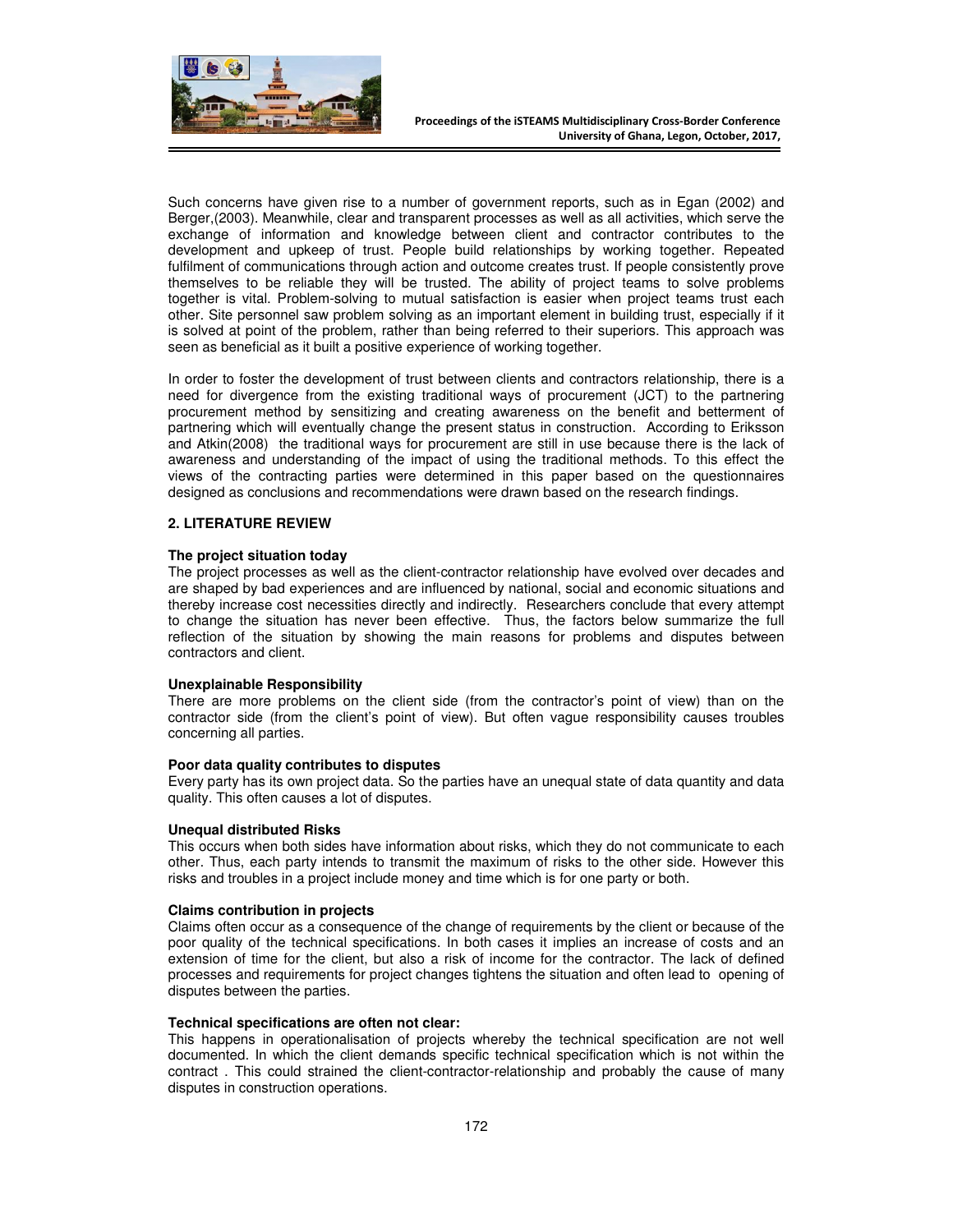Such concerns have given rise to a number of government reports, such as in Egan (2002) and Berger,(2003). Meanwhile, clear and transparent processes as well as all activities, which serve the exchange of information and knowledge between client and contractor contributes to the development and upkeep of trust. People build relationships by working together. Repeated fulfilment of communications through action and outcome creates trust. If people consistently prove themselves to be reliable they will be trusted. The ability of project teams to solve problems together is vital. Problem-solving to mutual satisfaction is easier when project teams trust each other. Site personnel saw problem solving as an important element in building trust, especially if it is solved at point of the problem, rather than being referred to their superiors. This approach was seen as beneficial as it built a positive experience of working together.

In order to foster the development of trust between clients and contractors relationship, there is a need for divergence from the existing traditional ways of procurement (JCT) to the partnering procurement method by sensitizing and creating awareness on the benefit and betterment of partnering which will eventually change the present status in construction. According to Eriksson and Atkin(2008) the traditional ways for procurement are still in use because there is the lack of awareness and understanding of the impact of using the traditional methods. To this effect the views of the contracting parties were determined in this paper based on the questionnaires designed as conclusions and recommendations were drawn based on the research findings.

## 2. LITERATURE REVIEW

**The project situation today**

The project processes as well as the client-contractor relationship have evolved over decades and are shaped by bad experiences and are influenced by national, social and economic situations and thereby increase cost necessities directly and indirectly. Researchers conclude that every attempt to change the situation has never been effective. Thus, the factors below summarize the full reflection of the situation by showing the main reasons for problems and disputes between contractors and client.

**Unexplainable Responsibility**

There are more problems on the client side (from the contractor's point of view) than on the contractor side (from the client's point of view). But often vague responsibility causes troubles concerning all parties.

**Poor data quality contributes to disputes**

Every party has its own project data. So the parties have an unequal state of data quantity and data quality. This often causes a lot of disputes.

**Unequal distributed Risks**

This occurs when both sides have information about risks, which they do not communicate to each other. Thus, each party intends to transmit the maximum of risks to the other side. However this risks and troubles in a project include money and time which is for one party or both.

**Claims contribution in projects**

Claims often occur as a consequence of the change of requirements by the client or because of the poor quality of the technical specifications. In both cases it implies an increase of costs and an extension of time for the client, but also a risk of income for the contractor. The lack of defined processes and requirements for project changes tightens the situation and often lead to opening of disputes between the parties.

**Technical specifications are often not clear:**

This happens in operationalisation of projects whereby the technical specification are not well documented. In which the client demands specific technical specification which is not within the contract . This could strained the client-contractor-relationship and probably the cause of many disputes in construction operations.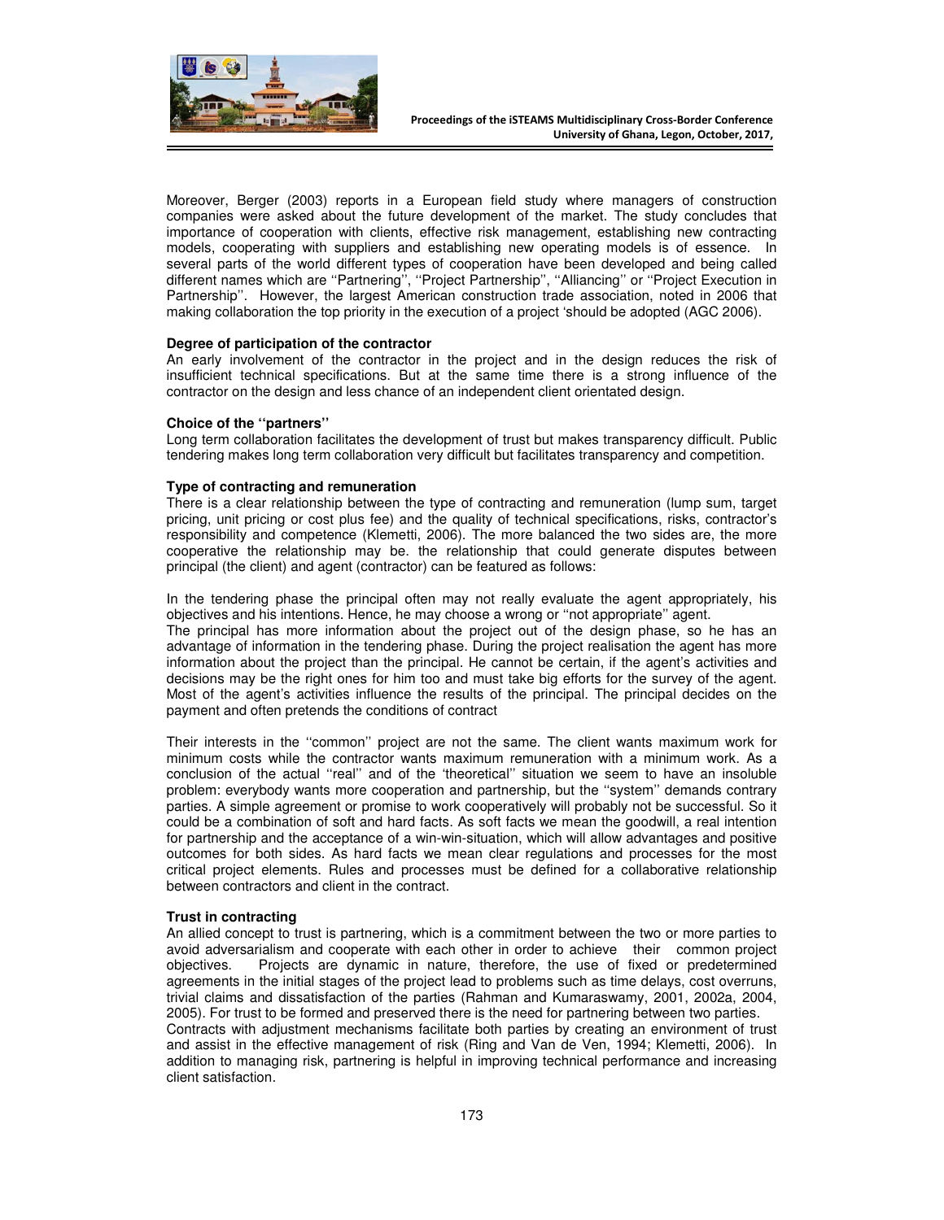Moreover, Berger (2003) reports in a European field study where managers of construction companies were asked about the future development of the market. The study concludes that importance of cooperation with clients, effective risk management, establishing new contracting models, cooperating with suppliers and establishing new operating models is of essence. In several parts of the world different types of cooperation have been developed and being called different names which are ''Partnering'', ''Project Partnership'', ''Alliancing'' or ''Project Execution in Partnership''. However, the largest American construction trade association, noted in 2006 that making collaboration the top priority in the execution of a project 'should be adopted (AGC 2006).

**Degree of participation of the contractor**

An early involvement of the contractor in the project and in the design reduces the risk of insufficient technical specifications. But at the same time there is a strong influence of the contractor on the design and less chance of an independent client orientated design.

**Choice of the ''partners''**

Long term collaboration facilitates the development of trust but makes transparency difficult. Public tendering makes long term collaboration very difficult but facilitates transparency and competition.

**Type of contracting and remuneration**

There is a clear relationship between the type of contracting and remuneration (lump sum, target pricing, unit pricing or cost plus fee) and the quality of technical specifications, risks, contractor's responsibility and competence (Klemetti, 2006). The more balanced the two sides are, the more cooperative the relationship may be. the relationship that could generate disputes between principal (the client) and agent (contractor) can be featured as follows:

In the tendering phase the principal often may not really evaluate the agent appropriately, his objectives and his intentions. Hence, he may choose a wrong or ''not appropriate'' agent.
The principal has more information about the project out of the design phase, so he has an advantage of information in the tendering phase. During the project realisation the agent has more information about the project than the principal. He cannot be certain, if the agent's activities and decisions may be the right ones for him too and must take big efforts for the survey of the agent. Most of the agent's activities influence the results of the principal. The principal decides on the payment and often pretends the conditions of contract

Their interests in the ''common'' project are not the same. The client wants maximum work for minimum costs while the contractor wants maximum remuneration with a minimum work. As a conclusion of the actual ''real'' and of the 'theoretical' situation we seem to have an insoluble problem: everybody wants more cooperation and partnership, but the ''system'' demands contrary parties. A simple agreement or promise to work cooperatively will probably not be successful. So it could be a combination of soft and hard facts. As soft facts we mean the goodwill, a real intention for partnership and the acceptance of a win-win-situation, which will allow advantages and positive outcomes for both sides. As hard facts we mean clear regulations and processes for the most critical project elements. Rules and processes must be defined for a collaborative relationship between contractors and client in the contract.

**Trust in contracting**

An allied concept to trust is partnering, which is a commitment between the two or more parties to avoid adversarialism and cooperate with each other in order to achieve their common project objectives. Projects are dynamic in nature, therefore, the use of fixed or predetermined agreements in the initial stages of the project lead to problems such as time delays, cost overruns, trivial claims and dissatisfaction of the parties (Rahman and Kumaraswamy, 2001, 2002a, 2004, 2005). For trust to be formed and preserved there is the need for partnering between two parties.
Contracts with adjustment mechanisms facilitate both parties by creating an environment of trust and assist in the effective management of risk (Ring and Van de Ven, 1994; Klemetti, 2006). In addition to managing risk, partnering is helpful in improving technical performance and increasing client satisfaction.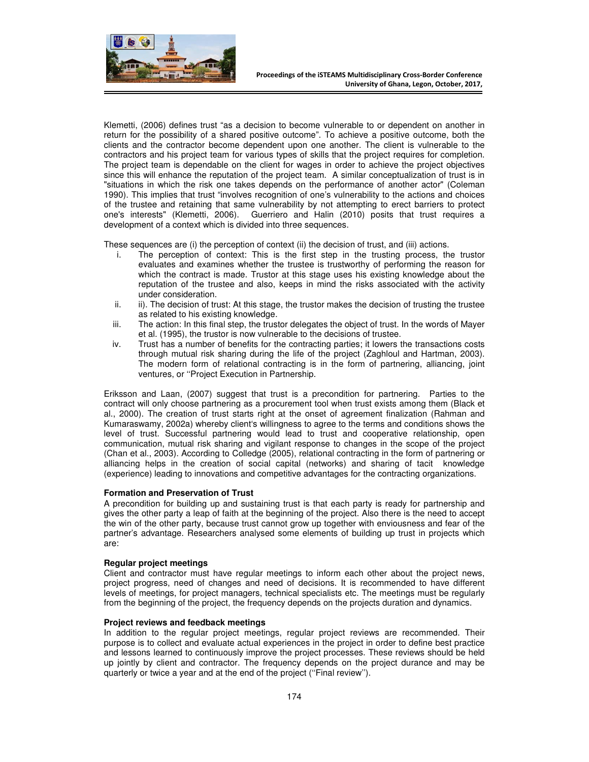Klemetti, (2006) defines trust "as a decision to become vulnerable to or dependent on another in return for the possibility of a shared positive outcome". To achieve a positive outcome, both the clients and the contractor become dependent upon one another. The client is vulnerable to the contractors and his project team for various types of skills that the project requires for completion. The project team is dependable on the client for wages in order to achieve the project objectives since this will enhance the reputation of the project team. A similar conceptualization of trust is in "situations in which the risk one takes depends on the performance of another actor" (Coleman 1990). This implies that trust "involves recognition of one's vulnerability to the actions and choices of the trustee and retaining that same vulnerability by not attempting to erect barriers to protect one's interests" (Klemetti, 2006). Guerriero and Halin (2010) posits that trust requires a development of a context which is divided into three sequences.

These sequences are (i) the perception of context (ii) the decision of trust, and (iii) actions.

i. The perception of context: This is the first step in the trusting process, the trustor evaluates and examines whether the trustee is trustworthy of performing the reason for which the contract is made. Trustor at this stage uses his existing knowledge about the reputation of the trustee and also, keeps in mind the risks associated with the activity under consideration.
ii. ii). The decision of trust: At this stage, the trustor makes the decision of trusting the trustee as related to his existing knowledge.
iii. The action: In this final step, the trustor delegates the object of trust. In the words of Mayer et al. (1995), the trustor is now vulnerable to the decisions of trustee.
iv. Trust has a number of benefits for the contracting parties; it lowers the transactions costs through mutual risk sharing during the life of the project (Zaghloul and Hartman, 2003). The modern form of relational contracting is in the form of partnering, alliancing, joint ventures, or ''Project Execution in Partnership.

Eriksson and Laan, (2007) suggest that trust is a precondition for partnering. Parties to the contract will only choose partnering as a procurement tool when trust exists among them (Black et al., 2000). The creation of trust starts right at the onset of agreement finalization (Rahman and Kumaraswamy, 2002a) whereby client's willingness to agree to the terms and conditions shows the level of trust. Successful partnering would lead to trust and cooperative relationship, open communication, mutual risk sharing and vigilant response to changes in the scope of the project (Chan et al., 2003). According to Colledge (2005), relational contracting in the form of partnering or alliancing helps in the creation of social capital (networks) and sharing of tacit knowledge (experience) leading to innovations and competitive advantages for the contracting organizations.

**Formation and Preservation of Trust**

A precondition for building up and sustaining trust is that each party is ready for partnership and gives the other party a leap of faith at the beginning of the project. Also there is the need to accept the win of the other party, because trust cannot grow up together with enviousness and fear of the partner's advantage. Researchers analysed some elements of building up trust in projects which are:

**Regular project meetings**

Client and contractor must have regular meetings to inform each other about the project news, project progress, need of changes and need of decisions. It is recommended to have different levels of meetings, for project managers, technical specialists etc. The meetings must be regularly from the beginning of the project, the frequency depends on the projects duration and dynamics.

**Project reviews and feedback meetings**

In addition to the regular project meetings, regular project reviews are recommended. Their purpose is to collect and evaluate actual experiences in the project in order to define best practice and lessons learned to continuously improve the project processes. These reviews should be held up jointly by client and contractor. The frequency depends on the project durance and may be quarterly or twice a year and at the end of the project (''Final review'').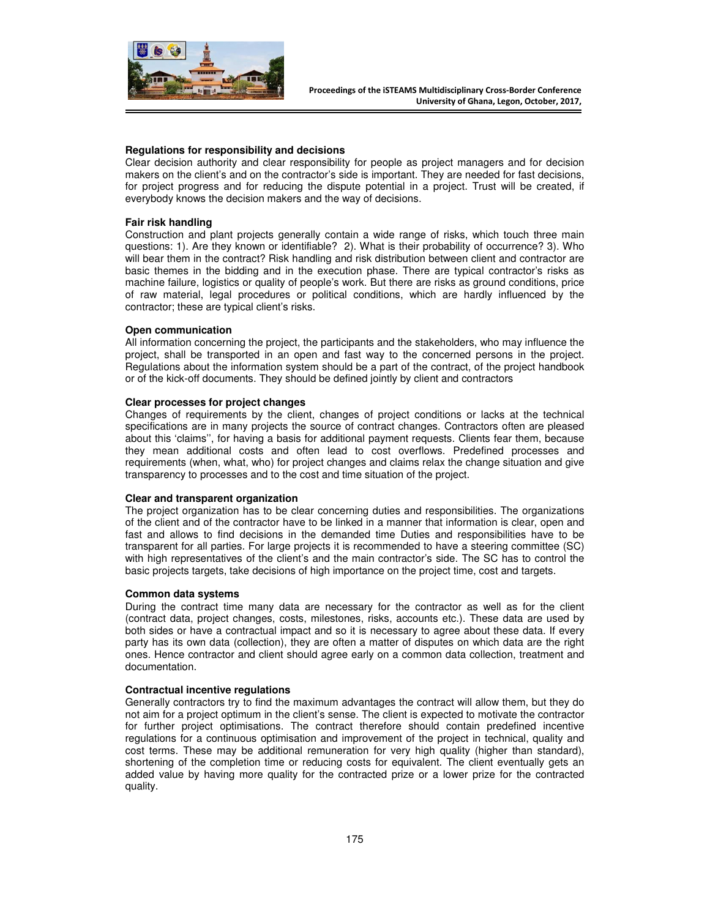**Regulations for responsibility and decisions**

Clear decision authority and clear responsibility for people as project managers and for decision makers on the client's and on the contractor's side is important. They are needed for fast decisions, for project progress and for reducing the dispute potential in a project. Trust will be created, if everybody knows the decision makers and the way of decisions.

**Fair risk handling**

Construction and plant projects generally contain a wide range of risks, which touch three main questions: 1). Are they known or identifiable? 2). What is their probability of occurrence? 3). Who will bear them in the contract? Risk handling and risk distribution between client and contractor are basic themes in the bidding and in the execution phase. There are typical contractor's risks as machine failure, logistics or quality of people's work. But there are risks as ground conditions, price of raw material, legal procedures or political conditions, which are hardly influenced by the contractor; these are typical client's risks.

**Open communication**

All information concerning the project, the participants and the stakeholders, who may influence the project, shall be transported in an open and fast way to the concerned persons in the project. Regulations about the information system should be a part of the contract, of the project handbook or of the kick-off documents. They should be defined jointly by client and contractors

**Clear processes for project changes**

Changes of requirements by the client, changes of project conditions or lacks at the technical specifications are in many projects the source of contract changes. Contractors often are pleased about this 'claims'', for having a basis for additional payment requests. Clients fear them, because they mean additional costs and often lead to cost overflows. Predefined processes and requirements (when, what, who) for project changes and claims relax the change situation and give transparency to processes and to the cost and time situation of the project.

**Clear and transparent organization**

The project organization has to be clear concerning duties and responsibilities. The organizations of the client and of the contractor have to be linked in a manner that information is clear, open and fast and allows to find decisions in the demanded time Duties and responsibilities have to be transparent for all parties. For large projects it is recommended to have a steering committee (SC) with high representatives of the client's and the main contractor's side. The SC has to control the basic projects targets, take decisions of high importance on the project time, cost and targets.

**Common data systems**

During the contract time many data are necessary for the contractor as well as for the client (contract data, project changes, costs, milestones, risks, accounts etc.). These data are used by both sides or have a contractual impact and so it is necessary to agree about these data. If every party has its own data (collection), they are often a matter of disputes on which data are the right ones. Hence contractor and client should agree early on a common data collection, treatment and documentation.

**Contractual incentive regulations**

Generally contractors try to find the maximum advantages the contract will allow them, but they do not aim for a project optimum in the client's sense. The client is expected to motivate the contractor for further project optimisations. The contract therefore should contain predefined incentive regulations for a continuous optimisation and improvement of the project in technical, quality and cost terms. These may be additional remuneration for very high quality (higher than standard), shortening of the completion time or reducing costs for equivalent. The client eventually gets an added value by having more quality for the contracted prize or a lower prize for the contracted quality.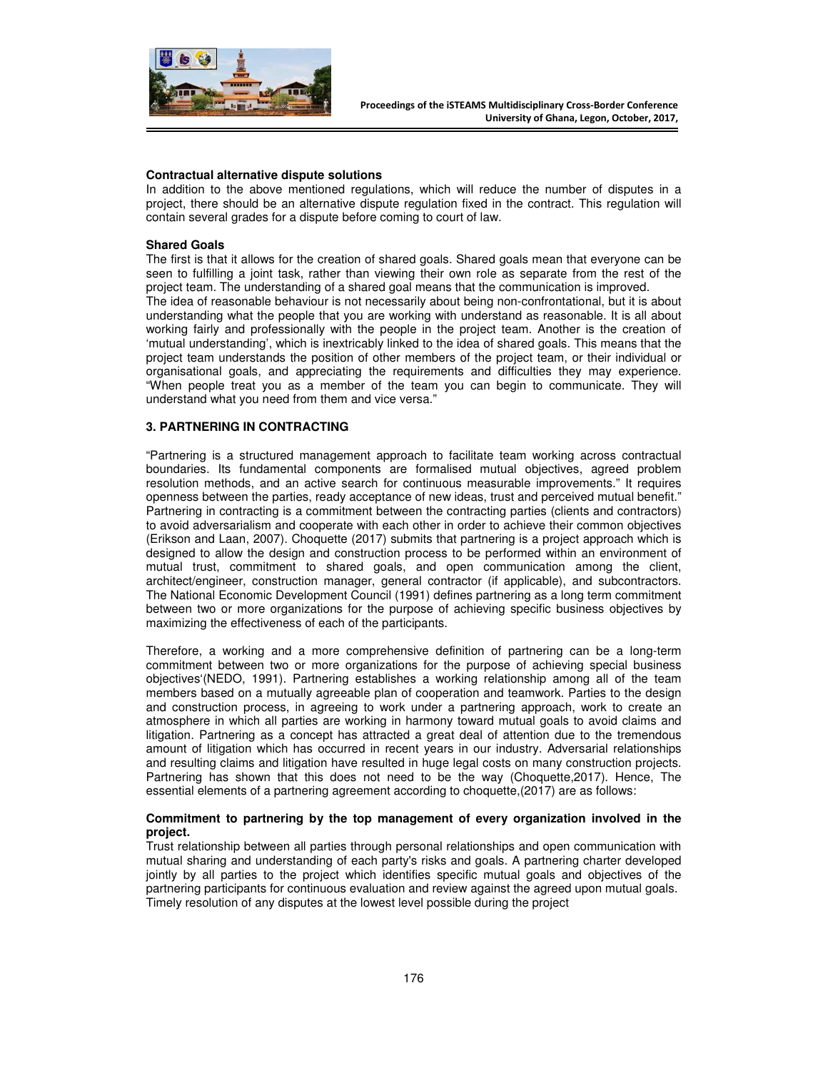**Contractual alternative dispute solutions**

In addition to the above mentioned regulations, which will reduce the number of disputes in a project, there should be an alternative dispute regulation fixed in the contract. This regulation will contain several grades for a dispute before coming to court of law.

**Shared Goals**

The first is that it allows for the creation of shared goals. Shared goals mean that everyone can be seen to fulfilling a joint task, rather than viewing their own role as separate from the rest of the project team. The understanding of a shared goal means that the communication is improved.

The idea of reasonable behaviour is not necessarily about being non-confrontational, but it is about understanding what the people that you are working with understand as reasonable. It is all about working fairly and professionally with the people in the project team. Another is the creation of 'mutual understanding', which is inextricably linked to the idea of shared goals. This means that the project team understands the position of other members of the project team, or their individual or organisational goals, and appreciating the requirements and difficulties they may experience. "When people treat you as a member of the team you can begin to communicate. They will understand what you need from them and vice versa."

## 3. PARTNERING IN CONTRACTING

"Partnering is a structured management approach to facilitate team working across contractual boundaries. Its fundamental components are formalised mutual objectives, agreed problem resolution methods, and an active search for continuous measurable improvements." It requires openness between the parties, ready acceptance of new ideas, trust and perceived mutual benefit." Partnering in contracting is a commitment between the contracting parties (clients and contractors) to avoid adversarialism and cooperate with each other in order to achieve their common objectives (Erikson and Laan, 2007). Choquette (2017) submits that partnering is a project approach which is designed to allow the design and construction process to be performed within an environment of mutual trust, commitment to shared goals, and open communication among the client, architect/engineer, construction manager, general contractor (if applicable), and subcontractors. The National Economic Development Council (1991) defines partnering as a long term commitment between two or more organizations for the purpose of achieving specific business objectives by maximizing the effectiveness of each of the participants.

Therefore, a working and a more comprehensive definition of partnering can be a long-term commitment between two or more organizations for the purpose of achieving special business objectives'(NEDO, 1991). Partnering establishes a working relationship among all of the team members based on a mutually agreeable plan of cooperation and teamwork. Parties to the design and construction process, in agreeing to work under a partnering approach, work to create an atmosphere in which all parties are working in harmony toward mutual goals to avoid claims and litigation. Partnering as a concept has attracted a great deal of attention due to the tremendous amount of litigation which has occurred in recent years in our industry. Adversarial relationships and resulting claims and litigation have resulted in huge legal costs on many construction projects. Partnering has shown that this does not need to be the way (Choquette,2017). Hence, The essential elements of a partnering agreement according to choquette,(2017) are as follows:

**Commitment to partnering by the top management of every organization involved in the project.**

Trust relationship between all parties through personal relationships and open communication with mutual sharing and understanding of each party's risks and goals. A partnering charter developed jointly by all parties to the project which identifies specific mutual goals and objectives of the partnering participants for continuous evaluation and review against the agreed upon mutual goals. Timely resolution of any disputes at the lowest level possible during the project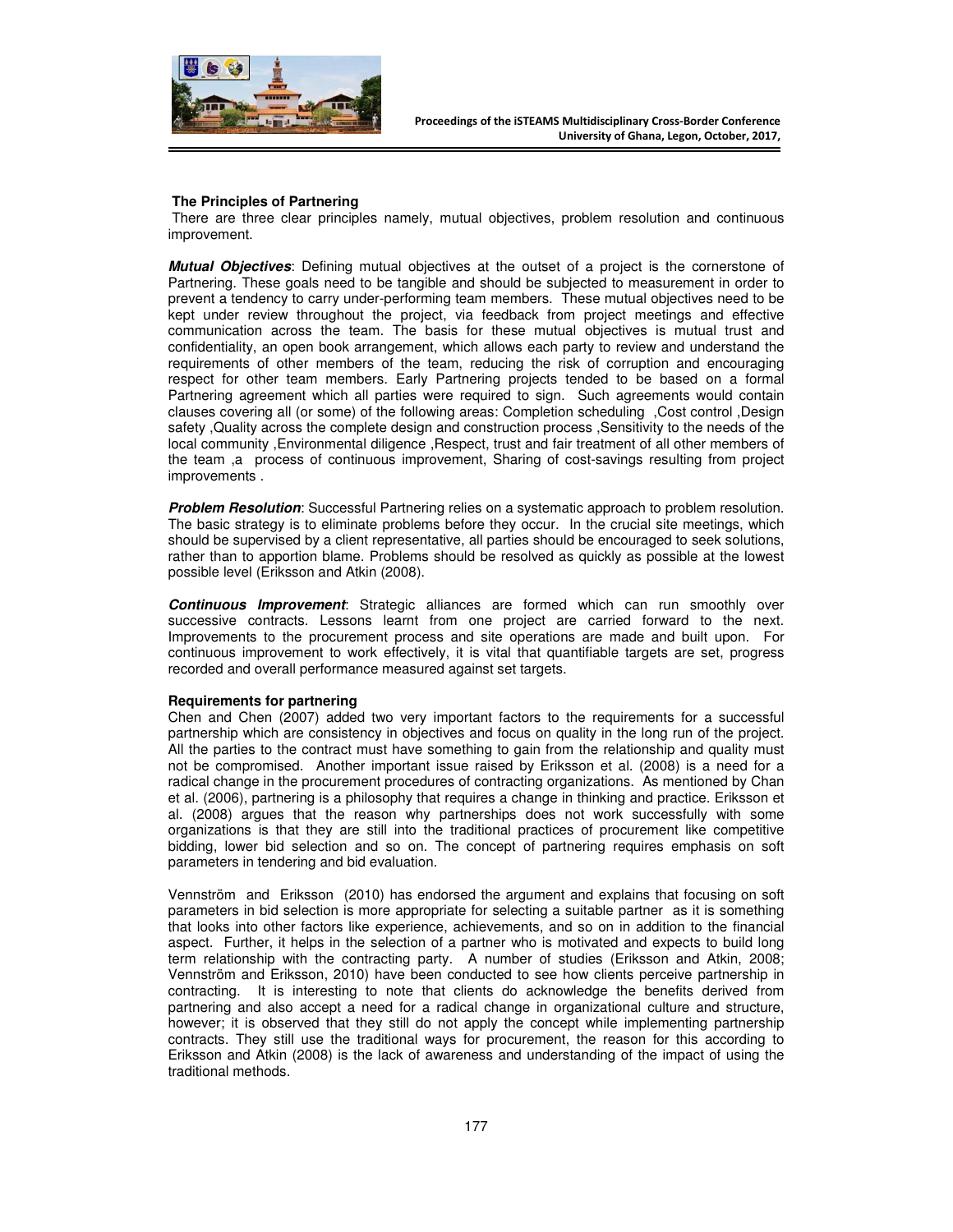### The Principles of Partnering

There are three clear principles namely, mutual objectives, problem resolution and continuous improvement.

***Mutual Objectives***: Defining mutual objectives at the outset of a project is the cornerstone of Partnering. These goals need to be tangible and should be subjected to measurement in order to prevent a tendency to carry under-performing team members. These mutual objectives need to be kept under review throughout the project, via feedback from project meetings and effective communication across the team. The basis for these mutual objectives is mutual trust and confidentiality, an open book arrangement, which allows each party to review and understand the requirements of other members of the team, reducing the risk of corruption and encouraging respect for other team members. Early Partnering projects tended to be based on a formal Partnering agreement which all parties were required to sign. Such agreements would contain clauses covering all (or some) of the following areas: Completion scheduling ,Cost control ,Design safety ,Quality across the complete design and construction process ,Sensitivity to the needs of the local community ,Environmental diligence ,Respect, trust and fair treatment of all other members of the team ,a process of continuous improvement, Sharing of cost-savings resulting from project improvements .

***Problem Resolution***: Successful Partnering relies on a systematic approach to problem resolution. The basic strategy is to eliminate problems before they occur. In the crucial site meetings, which should be supervised by a client representative, all parties should be encouraged to seek solutions, rather than to apportion blame. Problems should be resolved as quickly as possible at the lowest possible level (Eriksson and Atkin (2008).

***Continuous Improvement***: Strategic alliances are formed which can run smoothly over successive contracts. Lessons learnt from one project are carried forward to the next. Improvements to the procurement process and site operations are made and built upon. For continuous improvement to work effectively, it is vital that quantifiable targets are set, progress recorded and overall performance measured against set targets.

### Requirements for partnering

Chen and Chen (2007) added two very important factors to the requirements for a successful partnership which are consistency in objectives and focus on quality in the long run of the project. All the parties to the contract must have something to gain from the relationship and quality must not be compromised. Another important issue raised by Eriksson et al. (2008) is a need for a radical change in the procurement procedures of contracting organizations. As mentioned by Chan et al. (2006), partnering is a philosophy that requires a change in thinking and practice. Eriksson et al. (2008) argues that the reason why partnerships does not work successfully with some organizations is that they are still into the traditional practices of procurement like competitive bidding, lower bid selection and so on. The concept of partnering requires emphasis on soft parameters in tendering and bid evaluation.

Vennström and Eriksson (2010) has endorsed the argument and explains that focusing on soft parameters in bid selection is more appropriate for selecting a suitable partner as it is something that looks into other factors like experience, achievements, and so on in addition to the financial aspect. Further, it helps in the selection of a partner who is motivated and expects to build long term relationship with the contracting party. A number of studies (Eriksson and Atkin, 2008; Vennström and Eriksson, 2010) have been conducted to see how clients perceive partnership in contracting. It is interesting to note that clients do acknowledge the benefits derived from partnering and also accept a need for a radical change in organizational culture and structure, however; it is observed that they still do not apply the concept while implementing partnership contracts. They still use the traditional ways for procurement, the reason for this according to Eriksson and Atkin (2008) is the lack of awareness and understanding of the impact of using the traditional methods.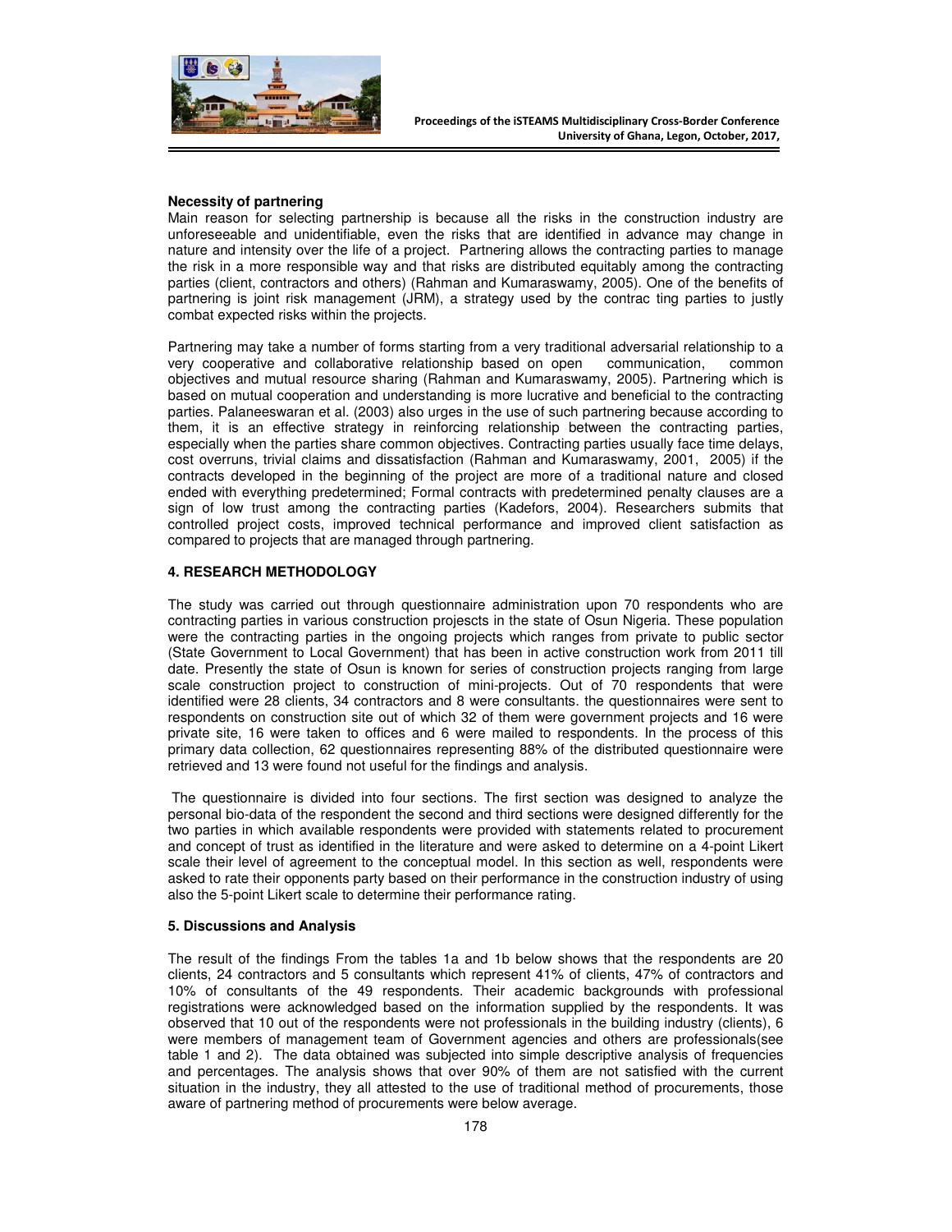### Necessity of partnering

Main reason for selecting partnership is because all the risks in the construction industry are unforeseeable and unidentifiable, even the risks that are identified in advance may change in nature and intensity over the life of a project. Partnering allows the contracting parties to manage the risk in a more responsible way and that risks are distributed equitably among the contracting parties (client, contractors and others) (Rahman and Kumaraswamy, 2005). One of the benefits of partnering is joint risk management (JRM), a strategy used by the contrac ting parties to justly combat expected risks within the projects.

Partnering may take a number of forms starting from a very traditional adversarial relationship to a very cooperative and collaborative relationship based on open communication, common objectives and mutual resource sharing (Rahman and Kumaraswamy, 2005). Partnering which is based on mutual cooperation and understanding is more lucrative and beneficial to the contracting parties. Palaneeswaran et al. (2003) also urges in the use of such partnering because according to them, it is an effective strategy in reinforcing relationship between the contracting parties, especially when the parties share common objectives. Contracting parties usually face time delays, cost overruns, trivial claims and dissatisfaction (Rahman and Kumaraswamy, 2001, 2005) if the contracts developed in the beginning of the project are more of a traditional nature and closed ended with everything predetermined; Formal contracts with predetermined penalty clauses are a sign of low trust among the contracting parties (Kadefors, 2004). Researchers submits that controlled project costs, improved technical performance and improved client satisfaction as compared to projects that are managed through partnering.

## 4. RESEARCH METHODOLOGY

The study was carried out through questionnaire administration upon 70 respondents who are contracting parties in various construction projescts in the state of Osun Nigeria. These population were the contracting parties in the ongoing projects which ranges from private to public sector (State Government to Local Government) that has been in active construction work from 2011 till date. Presently the state of Osun is known for series of construction projects ranging from large scale construction project to construction of mini-projects. Out of 70 respondents that were identified were 28 clients, 34 contractors and 8 were consultants. the questionnaires were sent to respondents on construction site out of which 32 of them were government projects and 16 were private site, 16 were taken to offices and 6 were mailed to respondents. In the process of this primary data collection, 62 questionnaires representing 88% of the distributed questionnaire were retrieved and 13 were found not useful for the findings and analysis.

The questionnaire is divided into four sections. The first section was designed to analyze the personal bio-data of the respondent the second and third sections were designed differently for the two parties in which available respondents were provided with statements related to procurement and concept of trust as identified in the literature and were asked to determine on a 4-point Likert scale their level of agreement to the conceptual model. In this section as well, respondents were asked to rate their opponents party based on their performance in the construction industry of using also the 5-point Likert scale to determine their performance rating.

## 5. Discussions and Analysis

The result of the findings From the tables 1a and 1b below shows that the respondents are 20 clients, 24 contractors and 5 consultants which represent 41% of clients, 47% of contractors and 10% of consultants of the 49 respondents. Their academic backgrounds with professional registrations were acknowledged based on the information supplied by the respondents. It was observed that 10 out of the respondents were not professionals in the building industry (clients), 6 were members of management team of Government agencies and others are professionals(see table 1 and 2). The data obtained was subjected into simple descriptive analysis of frequencies and percentages. The analysis shows that over 90% of them are not satisfied with the current situation in the industry, they all attested to the use of traditional method of procurements, those aware of partnering method of procurements were below average.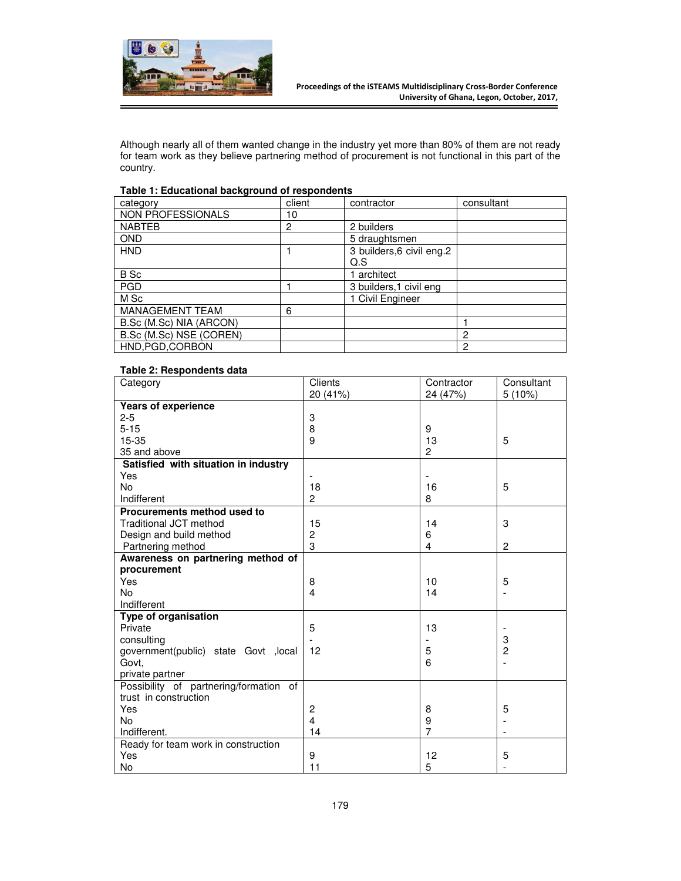Although nearly all of them wanted change in the industry yet more than 80% of them are not ready for team work as they believe partnering method of procurement is not functional in this part of the country.

**Table 1: Educational background of respondents**

| category | client | contractor | consultant |
|---|---|---|---|
| NON PROFESSIONALS | 10 | | |
| NABTEB | 2 | 2 builders | |
| OND | | 5 draughtsmen | |
| HND | 1 | 3 builders,6 civil eng.2 Q.S | |
| B Sc | | 1 architect | |
| PGD | 1 | 3 builders,1 civil eng | |
| M Sc | | 1 Civil Engineer | |
| MANAGEMENT TEAM | 6 | | |
| B.Sc (M.Sc) NIA (ARCON) | | | 1 |
| B.Sc (M.Sc) NSE (COREN) | | | 2 |
| HND,PGD,CORBON | | | 2 |

**Table 2: Respondents data**

| Category | Clients 20 (41%) | Contractor 24 (47%) | Consultant 5 (10%) |
|---|---|---|---|
| **Years of experience** | | | |
| 2-5 | 3 | | |
| 5-15 | 8 | 9 | |
| 15-35 | 9 | 13 | 5 |
| 35 and above | | 2 | |
| **Satisfied with situation in industry** | | | |
| Yes | - | - | |
| No | 18 | 16 | 5 |
| Indifferent | 2 | 8 | |
| **Procurements method used to** | | | |
| Traditional JCT method | 15 | 14 | 3 |
| Design and build method | 2 | 6 | |
| Partnering method | 3 | 4 | 2 |
| **Awareness on partnering method of procurement** | | | |
| Yes | 8 | 10 | 5 |
| No | 4 | 14 | - |
| Indifferent | | | |
| **Type of organisation** | | | |
| Private | 5 | 13 | - |
| consulting | - | - | 3 |
| government(public) state Govt ,local Govt, | 12 | 5 | 2 |
| private partner | | 6 | - |
| Possibility of partnering/formation of trust in construction | | | |
| Yes | 2 | 8 | 5 |
| No | 4 | 9 | - |
| Indifferent. | 14 | 7 | - |
| Ready for team work in construction | | | |
| Yes | 9 | 12 | 5 |
| No | 11 | 5 | - |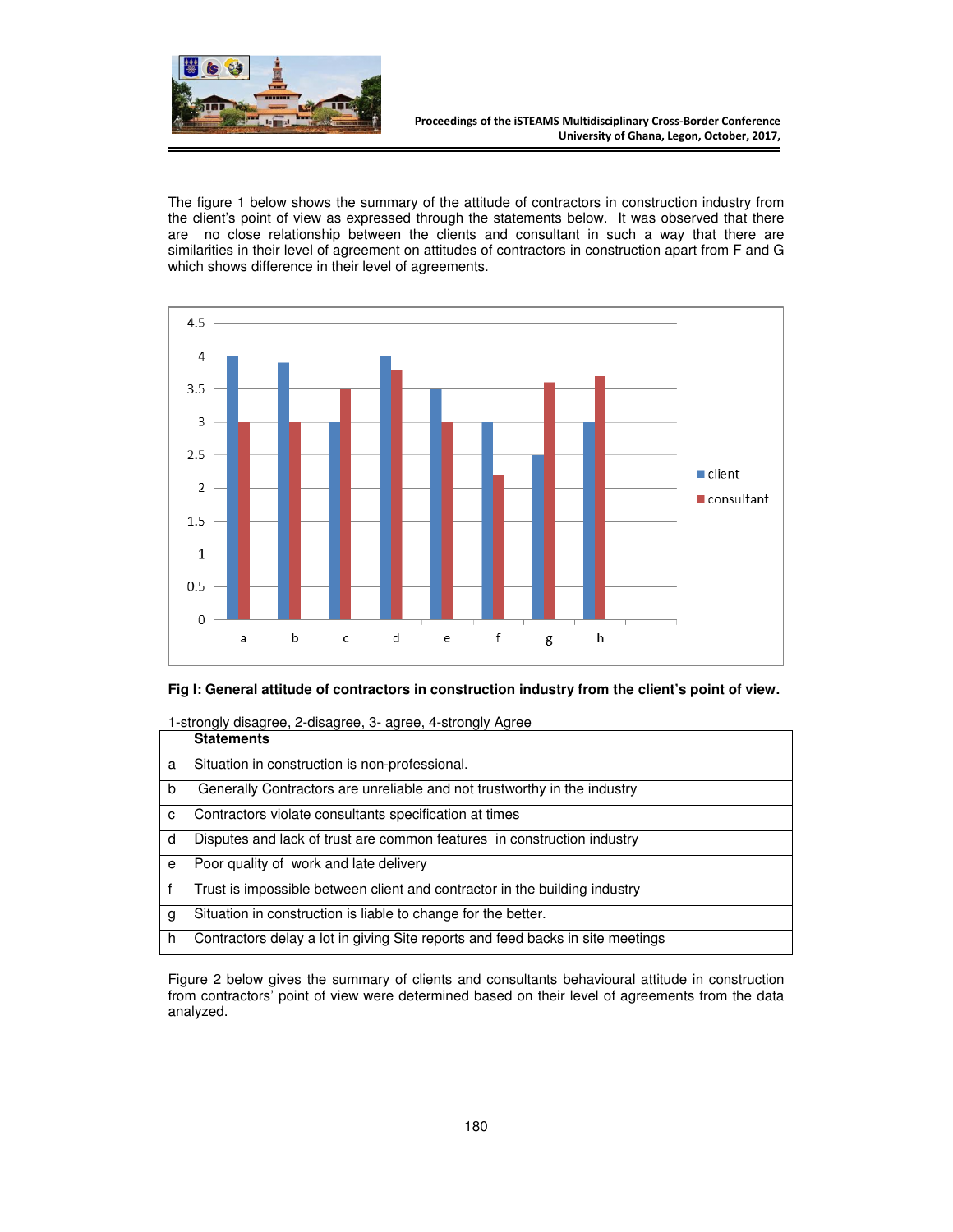The figure 1 below shows the summary of the attitude of contractors in construction industry from the client's point of view as expressed through the statements below. It was observed that there are no close relationship between the clients and consultant in such a way that there are similarities in their level of agreement on attitudes of contractors in construction apart from F and G which shows difference in their level of agreements.

**Fig I: General attitude of contractors in construction industry from the client's point of view.**

1-strongly disagree, 2-disagree, 3- agree, 4-strongly Agree

| | **Statements** |
|---|---|
| a | Situation in construction is non-professional. |
| b | Generally Contractors are unreliable and not trustworthy in the industry |
| c | Contractors violate consultants specification at times |
| d | Disputes and lack of trust are common features in construction industry |
| e | Poor quality of work and late delivery |
| f | Trust is impossible between client and contractor in the building industry |
| g | Situation in construction is liable to change for the better. |
| h | Contractors delay a lot in giving Site reports and feed backs in site meetings |

Figure 2 below gives the summary of clients and consultants behavioural attitude in construction from contractors' point of view were determined based on their level of agreements from the data analyzed.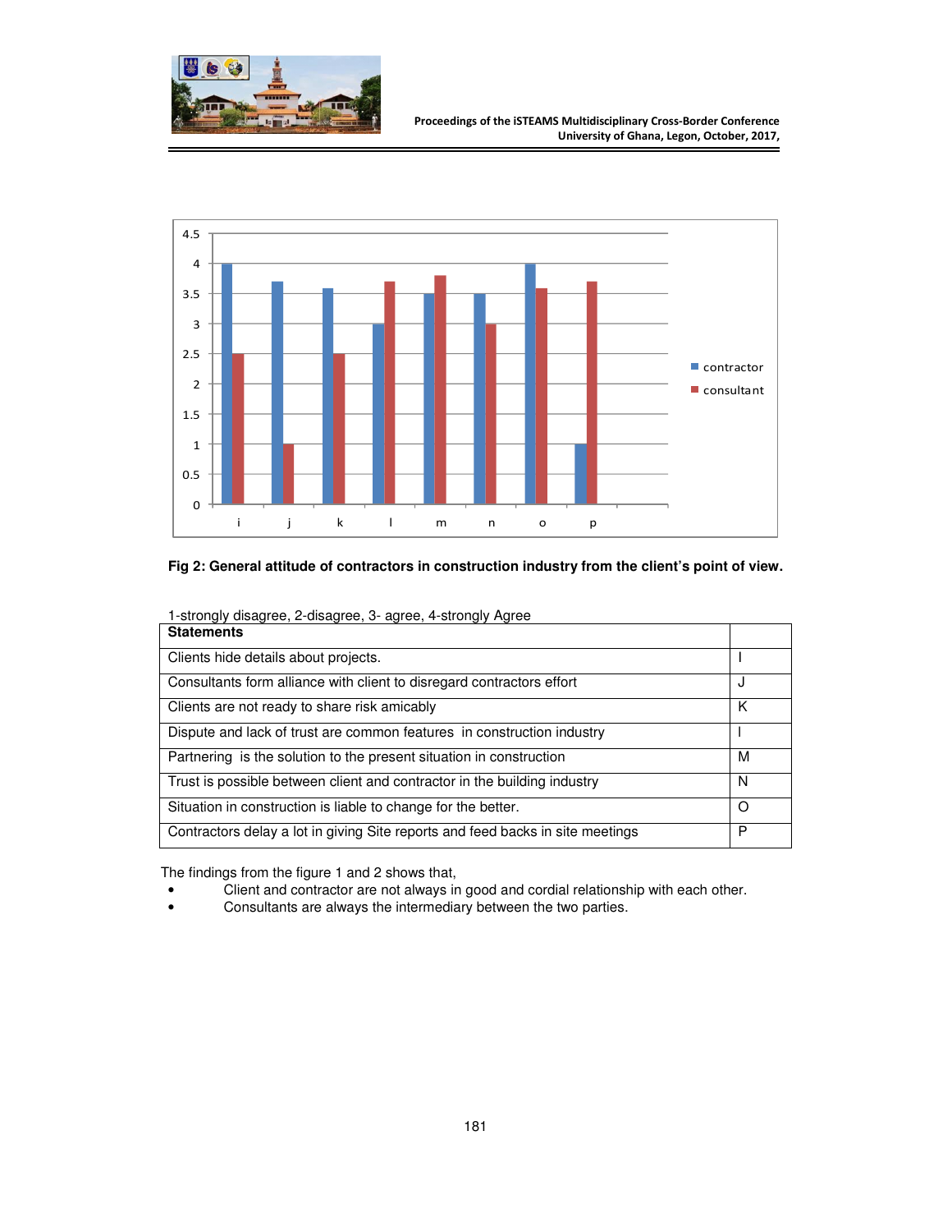Fig 2: General attitude of contractors in construction industry from the client's point of view.

1-strongly disagree, 2-disagree, 3- agree, 4-strongly Agree

| Statements | |
|---|---|
| Clients hide details about projects. | I |
| Consultants form alliance with client to disregard contractors effort | J |
| Clients are not ready to share risk amicably | K |
| Dispute and lack of trust are common features in construction industry | l |
| Partnering is the solution to the present situation in construction | M |
| Trust is possible between client and contractor in the building industry | N |
| Situation in construction is liable to change for the better. | O |
| Contractors delay a lot in giving Site reports and feed backs in site meetings | P |

The findings from the figure 1 and 2 shows that,

- Client and contractor are not always in good and cordial relationship with each other.
- Consultants are always the intermediary between the two parties.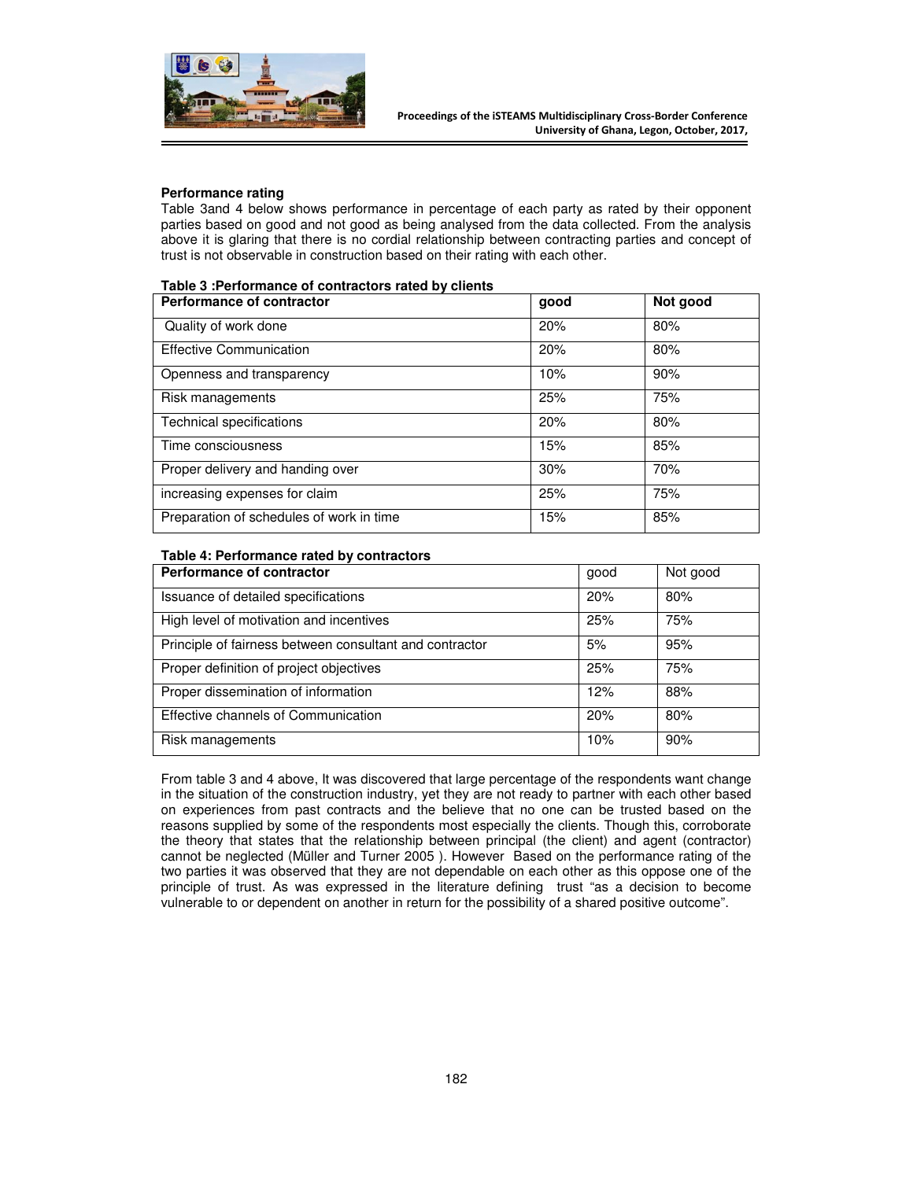**Performance rating**

Table 3and 4 below shows performance in percentage of each party as rated by their opponent parties based on good and not good as being analysed from the data collected. From the analysis above it is glaring that there is no cordial relationship between contracting parties and concept of trust is not observable in construction based on their rating with each other.

**Table 3 :Performance of contractors rated by clients**

| Performance of contractor | good | Not good |
|---|---|---|
| Quality of work done | 20% | 80% |
| Effective Communication | 20% | 80% |
| Openness and transparency | 10% | 90% |
| Risk managements | 25% | 75% |
| Technical specifications | 20% | 80% |
| Time consciousness | 15% | 85% |
| Proper delivery and handing over | 30% | 70% |
| increasing expenses for claim | 25% | 75% |
| Preparation of schedules of work in time | 15% | 85% |

**Table 4: Performance rated by contractors**

| Performance of contractor | good | Not good |
|---|---|---|
| Issuance of detailed specifications | 20% | 80% |
| High level of motivation and incentives | 25% | 75% |
| Principle of fairness between consultant and contractor | 5% | 95% |
| Proper definition of project objectives | 25% | 75% |
| Proper dissemination of information | 12% | 88% |
| Effective channels of Communication | 20% | 80% |
| Risk managements | 10% | 90% |

From table 3 and 4 above, It was discovered that large percentage of the respondents want change in the situation of the construction industry, yet they are not ready to partner with each other based on experiences from past contracts and the believe that no one can be trusted based on the reasons supplied by some of the respondents most especially the clients. Though this, corroborate the theory that states that the relationship between principal (the client) and agent (contractor) cannot be neglected (Müller and Turner 2005 ). However Based on the performance rating of the two parties it was observed that they are not dependable on each other as this oppose one of the principle of trust. As was expressed in the literature defining trust "as a decision to become vulnerable to or dependent on another in return for the possibility of a shared positive outcome".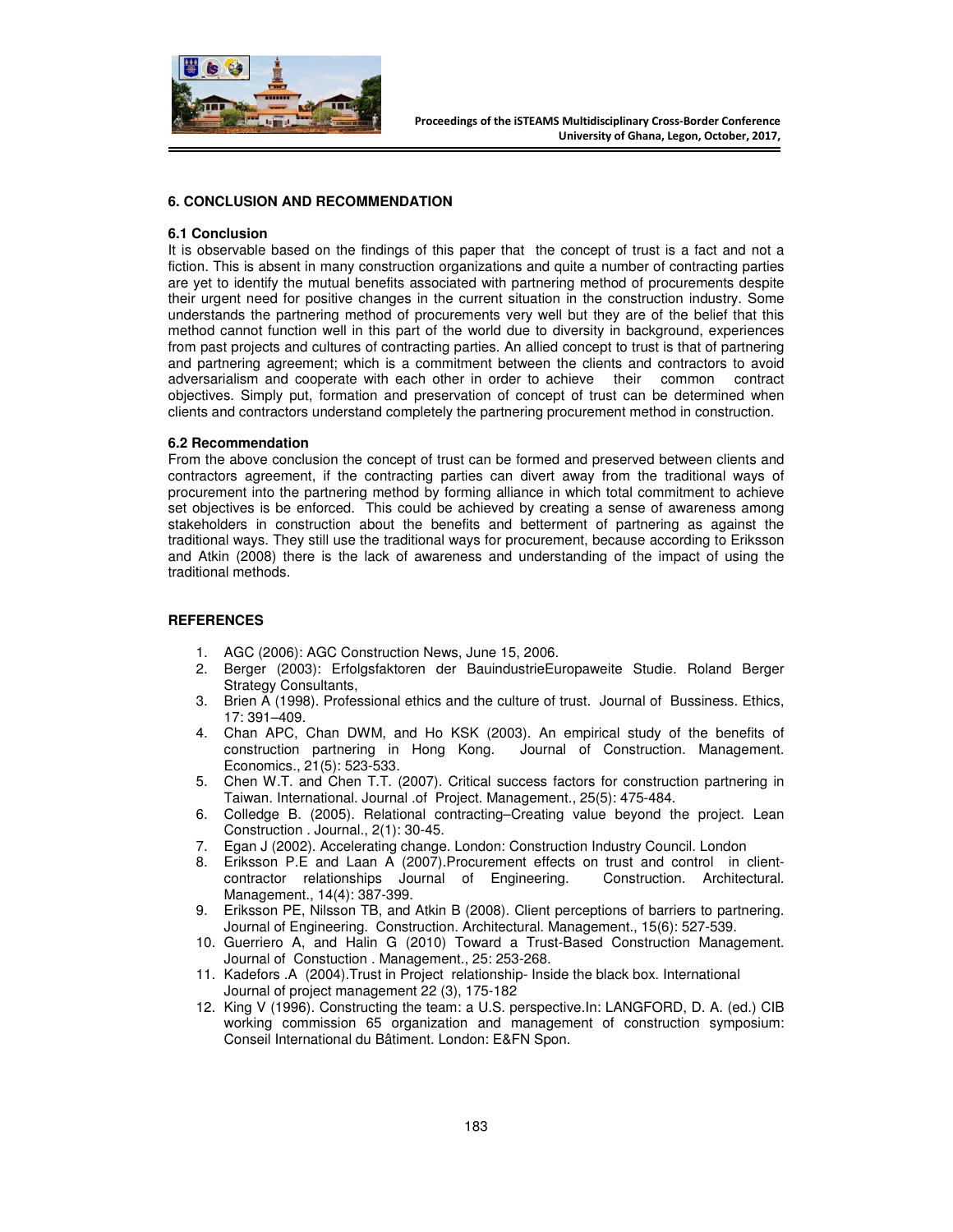## 6. CONCLUSION AND RECOMMENDATION

### 6.1 Conclusion

It is observable based on the findings of this paper that the concept of trust is a fact and not a fiction. This is absent in many construction organizations and quite a number of contracting parties are yet to identify the mutual benefits associated with partnering method of procurements despite their urgent need for positive changes in the current situation in the construction industry. Some understands the partnering method of procurements very well but they are of the belief that this method cannot function well in this part of the world due to diversity in background, experiences from past projects and cultures of contracting parties. An allied concept to trust is that of partnering and partnering agreement; which is a commitment between the clients and contractors to avoid adversarialism and cooperate with each other in order to achieve their common contract objectives. Simply put, formation and preservation of concept of trust can be determined when clients and contractors understand completely the partnering procurement method in construction.

### 6.2 Recommendation

From the above conclusion the concept of trust can be formed and preserved between clients and contractors agreement, if the contracting parties can divert away from the traditional ways of procurement into the partnering method by forming alliance in which total commitment to achieve set objectives is be enforced. This could be achieved by creating a sense of awareness among stakeholders in construction about the benefits and betterment of partnering as against the traditional ways. They still use the traditional ways for procurement, because according to Eriksson and Atkin (2008) there is the lack of awareness and understanding of the impact of using the traditional methods.

## REFERENCES

1. AGC (2006): AGC Construction News, June 15, 2006.
2. Berger (2003): Erfolgsfaktoren der BauindustrieEuropaweite Studie. Roland Berger Strategy Consultants,
3. Brien A (1998). Professional ethics and the culture of trust. Journal of Bussiness. Ethics, 17: 391–409.
4. Chan APC, Chan DWM, and Ho KSK (2003). An empirical study of the benefits of construction partnering in Hong Kong. Journal of Construction. Management. Economics., 21(5): 523-533.
5. Chen W.T. and Chen T.T. (2007). Critical success factors for construction partnering in Taiwan. International. Journal .of Project. Management., 25(5): 475-484.
6. Colledge B. (2005). Relational contracting–Creating value beyond the project. Lean Construction . Journal., 2(1): 30-45.
7. Egan J (2002). Accelerating change. London: Construction Industry Council. London
8. Eriksson P.E and Laan A (2007).Procurement effects on trust and control in client-contractor relationships Journal of Engineering. Construction. Architectural. Management., 14(4): 387-399.
9. Eriksson PE, Nilsson TB, and Atkin B (2008). Client perceptions of barriers to partnering. Journal of Engineering. Construction. Architectural. Management., 15(6): 527-539.
10. Guerriero A, and Halin G (2010) Toward a Trust-Based Construction Management. Journal of Constuction . Management., 25: 253-268.
11. Kadefors .A (2004).Trust in Project relationship- Inside the black box. International Journal of project management 22 (3), 175-182
12. King V (1996). Constructing the team: a U.S. perspective.In: LANGFORD, D. A. (ed.) CIB working commission 65 organization and management of construction symposium: Conseil International du Bâtiment. London: E&FN Spon.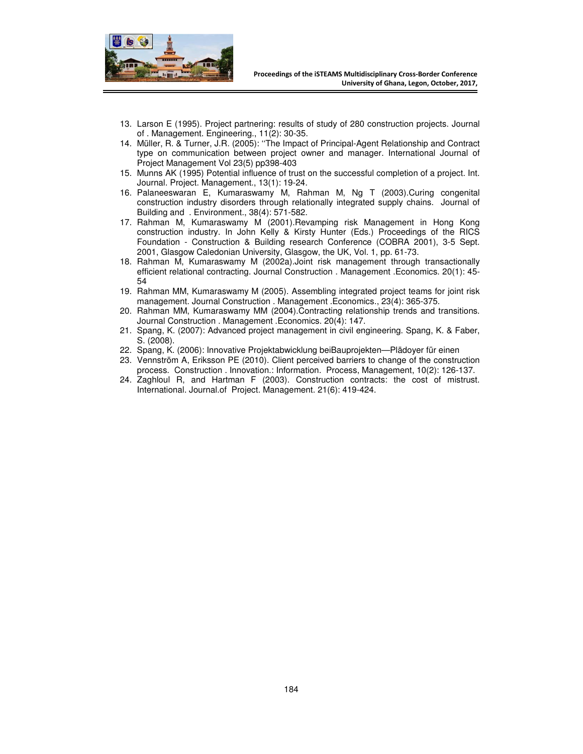13. Larson E (1995). Project partnering: results of study of 280 construction projects. Journal of . Management. Engineering., 11(2): 30-35.
14. Müller, R. & Turner, J.R. (2005): ''The Impact of Principal-Agent Relationship and Contract type on communication between project owner and manager. International Journal of Project Management Vol 23(5) pp398-403
15. Munns AK (1995) Potential influence of trust on the successful completion of a project. Int. Journal. Project. Management., 13(1): 19-24.
16. Palaneeswaran E, Kumaraswamy M, Rahman M, Ng T (2003).Curing congenital construction industry disorders through relationally integrated supply chains. Journal of Building and . Environment., 38(4): 571-582.
17. Rahman M, Kumaraswamy M (2001).Revamping risk Management in Hong Kong construction industry. In John Kelly & Kirsty Hunter (Eds.) Proceedings of the RICS Foundation - Construction & Building research Conference (COBRA 2001), 3-5 Sept. 2001, Glasgow Caledonian University, Glasgow, the UK, Vol. 1, pp. 61-73.
18. Rahman M, Kumaraswamy M (2002a).Joint risk management through transactionally efficient relational contracting. Journal Construction . Management .Economics. 20(1): 45-54
19. Rahman MM, Kumaraswamy M (2005). Assembling integrated project teams for joint risk management. Journal Construction . Management .Economics., 23(4): 365-375.
20. Rahman MM, Kumaraswamy MM (2004).Contracting relationship trends and transitions. Journal Construction . Management .Economics. 20(4): 147.
21. Spang, K. (2007): Advanced project management in civil engineering. Spang, K. & Faber, S. (2008).
22. Spang, K. (2006): Innovative Projektabwicklung beiBauprojekten—Plädoyer für einen
23. Vennström A, Eriksson PE (2010). Client perceived barriers to change of the construction process. Construction . Innovation.: Information. Process, Management, 10(2): 126-137.
24. Zaghloul R, and Hartman F (2003). Construction contracts: the cost of mistrust. International. Journal.of Project. Management. 21(6): 419-424.